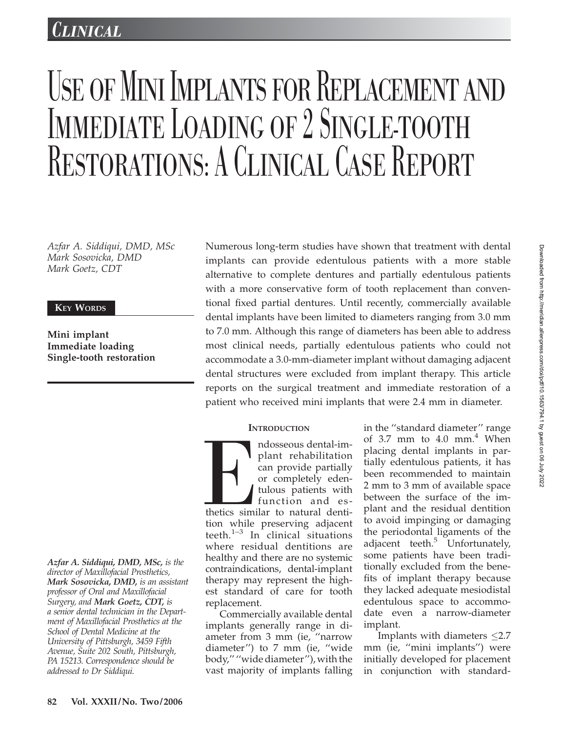# Use of Mini Implants for Replacement and Immediate Loading of 2 Single-tooth Restorations: A Clinical Case Report

*Azfar A. Siddiqui, DMD, MSc*
*Mark Sosovicka, DMD*
*Mark Goetz, CDT*

**Key Words**

**Mini implant**
**Immediate loading**
**Single-tooth restoration**

Numerous long-term studies have shown that treatment with dental implants can provide edentulous patients with a more stable alternative to complete dentures and partially edentulous patients with a more conservative form of tooth replacement than conventional fixed partial dentures. Until recently, commercially available dental implants have been limited to diameters ranging from 3.0 mm to 7.0 mm. Although this range of diameters has been able to address most clinical needs, partially edentulous patients who could not accommodate a 3.0-mm-diameter implant without damaging adjacent dental structures were excluded from implant therapy. This article reports on the surgical treatment and immediate restoration of a patient who received mini implants that were 2.4 mm in diameter.

*Azfar A. Siddiqui, DMD, MSc,* *is the director of Maxillofacial Prosthetics,* ***Mark Sosovicka, DMD,*** *is an assistant professor of Oral and Maxillofacial Surgery, and* ***Mark Goetz, CDT,*** *is a senior dental technician in the Department of Maxillofacial Prosthetics at the School of Dental Medicine at the University of Pittsburgh, 3459 Fifth Avenue, Suite 202 South, Pittsburgh, PA 15213. Correspondence should be addressed to Dr Siddiqui.*

## Introduction

Endosseous dental-implant rehabilitation can provide partially or completely edentulous patients with function and esthetics similar to natural dentition while preserving adjacent teeth.[1–3] In clinical situations where residual dentitions are healthy and there are no systemic contraindications, dental-implant therapy may represent the highest standard of care for tooth replacement.

Commercially available dental implants generally range in diameter from 3 mm (ie, ''narrow diameter'') to 7 mm (ie, ''wide body,'' ''wide diameter''), with the vast majority of implants falling in the ''standard diameter'' range of 3.7 mm to 4.0 mm.[4] When placing dental implants in partially edentulous patients, it has been recommended to maintain 2 mm to 3 mm of available space between the surface of the implant and the residual dentition to avoid impinging or damaging the periodontal ligaments of the adjacent teeth.[5] Unfortunately, some patients have been traditionally excluded from the benefits of implant therapy because they lacked adequate mesiodistal edentulous space to accommodate even a narrow-diameter implant.

Implants with diameters $\leq$2.7 mm (ie, ''mini implants'') were initially developed for placement in conjunction with standard-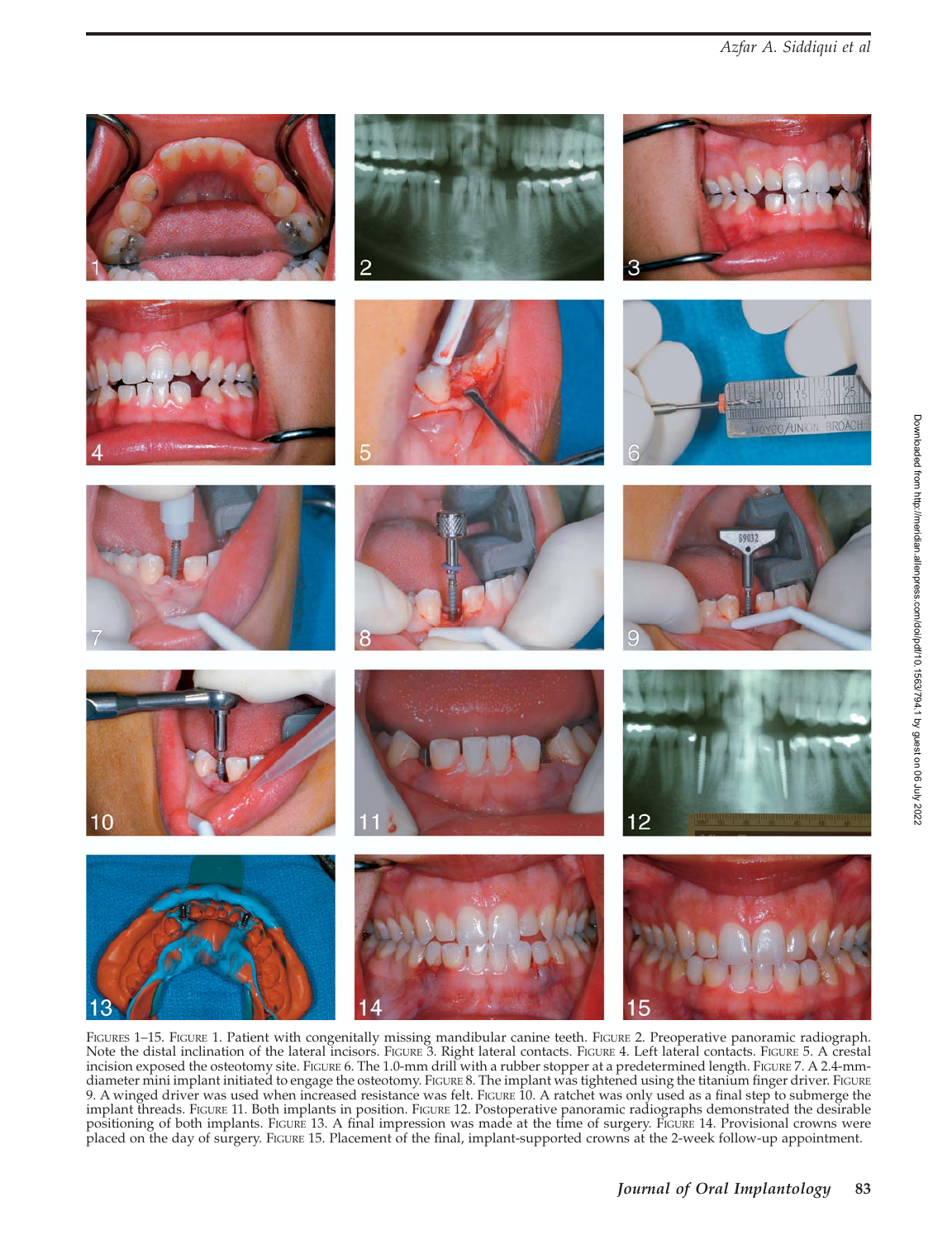FIGURES 1–15. FIGURE 1. Patient with congenitally missing mandibular canine teeth. FIGURE 2. Preoperative panoramic radiograph. Note the distal inclination of the lateral incisors. FIGURE 3. Right lateral contacts. FIGURE 4. Left lateral contacts. FIGURE 5. A crestal incision exposed the osteotomy site. FIGURE 6. The 1.0-mm drill with a rubber stopper at a predetermined length. FIGURE 7. A 2.4-mm-diameter mini implant initiated to engage the osteotomy. FIGURE 8. The implant was tightened using the titanium finger driver. FIGURE 9. A winged driver was used when increased resistance was felt. FIGURE 10. A ratchet was only used as a final step to submerge the implant threads. FIGURE 11. Both implants in position. FIGURE 12. Postoperative panoramic radiographs demonstrated the desirable positioning of both implants. FIGURE 13. A final impression was made at the time of surgery. FIGURE 14. Provisional crowns were placed on the day of surgery. FIGURE 15. Placement of the final, implant-supported crowns at the 2-week follow-up appointment.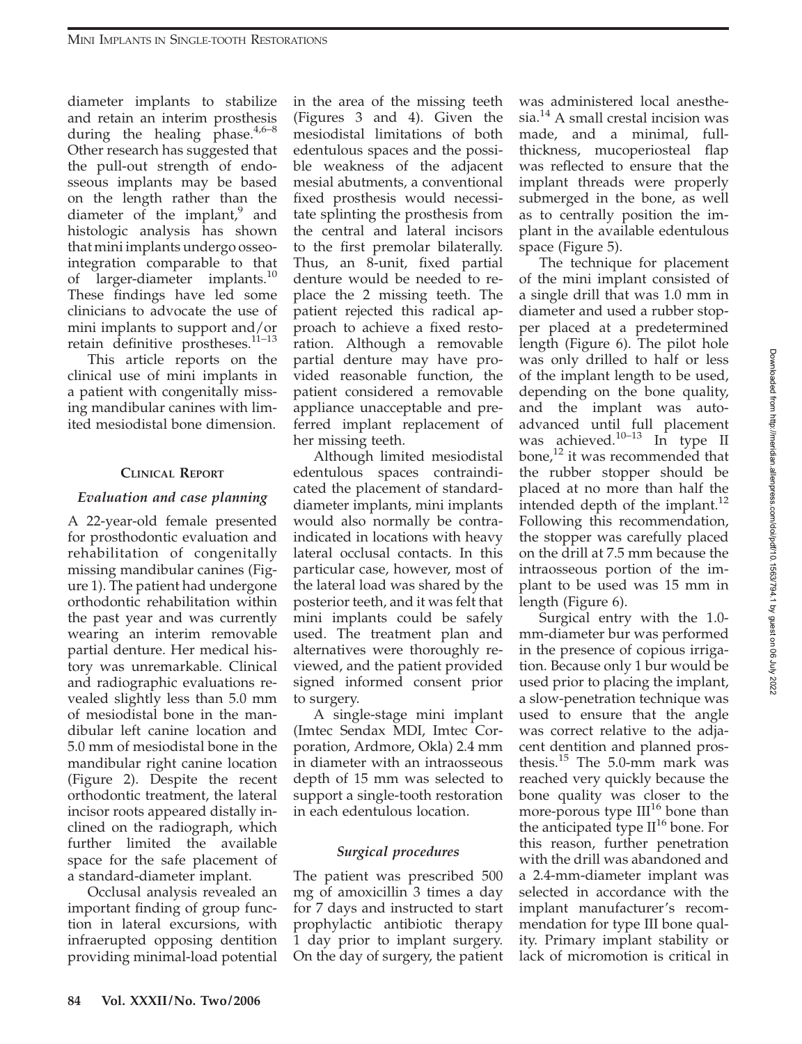diameter implants to stabilize and retain an interim prosthesis during the healing phase.[4,6–8] Other research has suggested that the pull-out strength of endosseous implants may be based on the length rather than the diameter of the implant,[9] and histologic analysis has shown that mini implants undergo osseointegration comparable to that of larger-diameter implants.[10] These findings have led some clinicians to advocate the use of mini implants to support and/or retain definitive prostheses.[11–13]

This article reports on the clinical use of mini implants in a patient with congenitally missing mandibular canines with limited mesiodistal bone dimension.

## Clinical Report

### *Evaluation and case planning*

A 22-year-old female presented for prosthodontic evaluation and rehabilitation of congenitally missing mandibular canines (Figure 1). The patient had undergone orthodontic rehabilitation within the past year and was currently wearing an interim removable partial denture. Her medical history was unremarkable. Clinical and radiographic evaluations revealed slightly less than 5.0 mm of mesiodistal bone in the mandibular left canine location and 5.0 mm of mesiodistal bone in the mandibular right canine location (Figure 2). Despite the recent orthodontic treatment, the lateral incisor roots appeared distally inclined on the radiograph, which further limited the available space for the safe placement of a standard-diameter implant.

Occlusal analysis revealed an important finding of group function in lateral excursions, with infraerupted opposing dentition providing minimal-load potential in the area of the missing teeth (Figures 3 and 4). Given the mesiodistal limitations of both edentulous spaces and the possible weakness of the adjacent mesial abutments, a conventional fixed prosthesis would necessitate splinting the prosthesis from the central and lateral incisors to the first premolar bilaterally. Thus, an 8-unit, fixed partial denture would be needed to replace the 2 missing teeth. The patient rejected this radical approach to achieve a fixed restoration. Although a removable partial denture may have provided reasonable function, the patient considered a removable appliance unacceptable and preferred implant replacement of her missing teeth.

Although limited mesiodistal edentulous spaces contraindicated the placement of standard-diameter implants, mini implants would also normally be contraindicated in locations with heavy lateral occlusal contacts. In this particular case, however, most of the lateral load was shared by the posterior teeth, and it was felt that mini implants could be safely used. The treatment plan and alternatives were thoroughly reviewed, and the patient provided signed informed consent prior to surgery.

A single-stage mini implant (Imtec Sendax MDI, Imtec Corporation, Ardmore, Okla) 2.4 mm in diameter with an intraosseous depth of 15 mm was selected to support a single-tooth restoration in each edentulous location.

### *Surgical procedures*

The patient was prescribed 500 mg of amoxicillin 3 times a day for 7 days and instructed to start prophylactic antibiotic therapy 1 day prior to implant surgery. On the day of surgery, the patient was administered local anesthesia.[14] A small crestal incision was made, and a minimal, full-thickness, mucoperiosteal flap was reflected to ensure that the implant threads were properly submerged in the bone, as well as to centrally position the implant in the available edentulous space (Figure 5).

The technique for placement of the mini implant consisted of a single drill that was 1.0 mm in diameter and used a rubber stopper placed at a predetermined length (Figure 6). The pilot hole was only drilled to half or less of the implant length to be used, depending on the bone quality, and the implant was auto-advanced until full placement was achieved.[10–13] In type II bone,[12] it was recommended that the rubber stopper should be placed at no more than half the intended depth of the implant.[12] Following this recommendation, the stopper was carefully placed on the drill at 7.5 mm because the intraosseous portion of the implant to be used was 15 mm in length (Figure 6).

Surgical entry with the 1.0-mm-diameter bur was performed in the presence of copious irrigation. Because only 1 bur would be used prior to placing the implant, a slow-penetration technique was used to ensure that the angle was correct relative to the adjacent dentition and planned prosthesis.[15] The 5.0-mm mark was reached very quickly because the bone quality was closer to the more-porous type III[16] bone than the anticipated type II[16] bone. For this reason, further penetration with the drill was abandoned and a 2.4-mm-diameter implant was selected in accordance with the implant manufacturer's recommendation for type III bone quality. Primary implant stability or lack of micromotion is critical in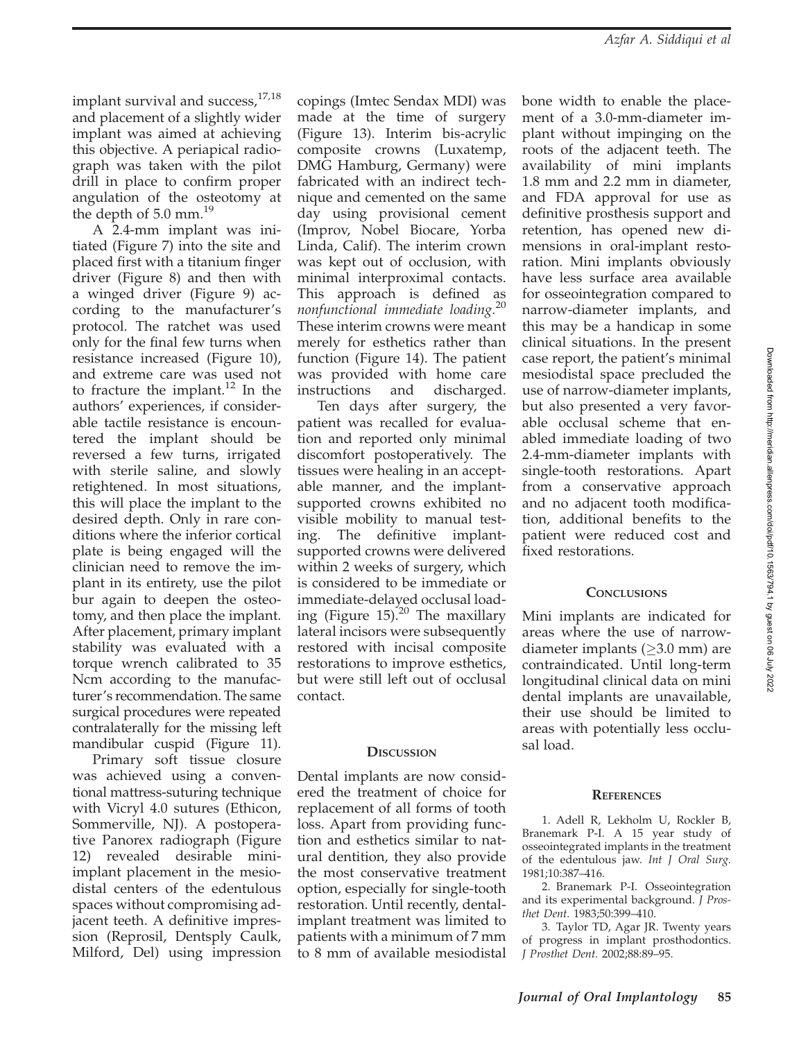implant survival and success,[17,18] and placement of a slightly wider implant was aimed at achieving this objective. A periapical radiograph was taken with the pilot drill in place to confirm proper angulation of the osteotomy at the depth of 5.0 mm.[19]

A 2.4-mm implant was initiated (Figure 7) into the site and placed first with a titanium finger driver (Figure 8) and then with a winged driver (Figure 9) according to the manufacturer's protocol. The ratchet was used only for the final few turns when resistance increased (Figure 10), and extreme care was used not to fracture the implant.[12] In the authors' experiences, if considerable tactile resistance is encountered the implant should be reversed a few turns, irrigated with sterile saline, and slowly retightened. In most situations, this will place the implant to the desired depth. Only in rare conditions where the inferior cortical plate is being engaged will the clinician need to remove the implant in its entirety, use the pilot bur again to deepen the osteotomy, and then place the implant. After placement, primary implant stability was evaluated with a torque wrench calibrated to 35 Ncm according to the manufacturer's recommendation. The same surgical procedures were repeated contralaterally for the missing left mandibular cuspid (Figure 11).

Primary soft tissue closure was achieved using a conventional mattress-suturing technique with Vicryl 4.0 sutures (Ethicon, Sommerville, NJ). A postoperative Panorex radiograph (Figure 12) revealed desirable mini-implant placement in the mesiodistal centers of the edentulous spaces without compromising adjacent teeth. A definitive impression (Reprosil, Dentsply Caulk, Milford, Del) using impression copings (Imtec Sendax MDI) was made at the time of surgery (Figure 13). Interim bis-acrylic composite crowns (Luxatemp, DMG Hamburg, Germany) were fabricated with an indirect technique and cemented on the same day using provisional cement (Improv, Nobel Biocare, Yorba Linda, Calif). The interim crown was kept out of occlusion, with minimal interproximal contacts. This approach is defined as *nonfunctional immediate loading.*[20] These interim crowns were meant merely for esthetics rather than function (Figure 14). The patient was provided with home care instructions and discharged.

Ten days after surgery, the patient was recalled for evaluation and reported only minimal discomfort postoperatively. The tissues were healing in an acceptable manner, and the implant-supported crowns exhibited no visible mobility to manual testing. The definitive implant-supported crowns were delivered within 2 weeks of surgery, which is considered to be immediate or immediate-delayed occlusal loading (Figure 15).[20] The maxillary lateral incisors were subsequently restored with incisal composite restorations to improve esthetics, but were still left out of occlusal contact.

## Discussion

Dental implants are now considered the treatment of choice for replacement of all forms of tooth loss. Apart from providing function and esthetics similar to natural dentition, they also provide the most conservative treatment option, especially for single-tooth restoration. Until recently, dental-implant treatment was limited to patients with a minimum of 7 mm to 8 mm of available mesiodistal bone width to enable the placement of a 3.0-mm-diameter implant without impinging on the roots of the adjacent teeth. The availability of mini implants 1.8 mm and 2.2 mm in diameter, and FDA approval for use as definitive prosthesis support and retention, has opened new dimensions in oral-implant restoration. Mini implants obviously have less surface area available for osseointegration compared to narrow-diameter implants, and this may be a handicap in some clinical situations. In the present case report, the patient's minimal mesiodistal space precluded the use of narrow-diameter implants, but also presented a very favorable occlusal scheme that enabled immediate loading of two 2.4-mm-diameter implants with single-tooth restorations. Apart from a conservative approach and no adjacent tooth modification, additional benefits to the patient were reduced cost and fixed restorations.

## Conclusions

Mini implants are indicated for areas where the use of narrow-diameter implants ($\geq$3.0 mm) are contraindicated. Until long-term longitudinal clinical data on mini dental implants are unavailable, their use should be limited to areas with potentially less occlusal load.

## References

1. Adell R, Lekholm U, Rockler B, Branemark P-I. A 15 year study of osseointegrated implants in the treatment of the edentulous jaw. *Int J Oral Surg.* 1981;10:387–416.

2. Branemark P-I. Osseointegration and its experimental background. *J Prosthet Dent.* 1983;50:399–410.

3. Taylor TD, Agar JR. Twenty years of progress in implant prosthodontics. *J Prosthet Dent.* 2002;88:89–95.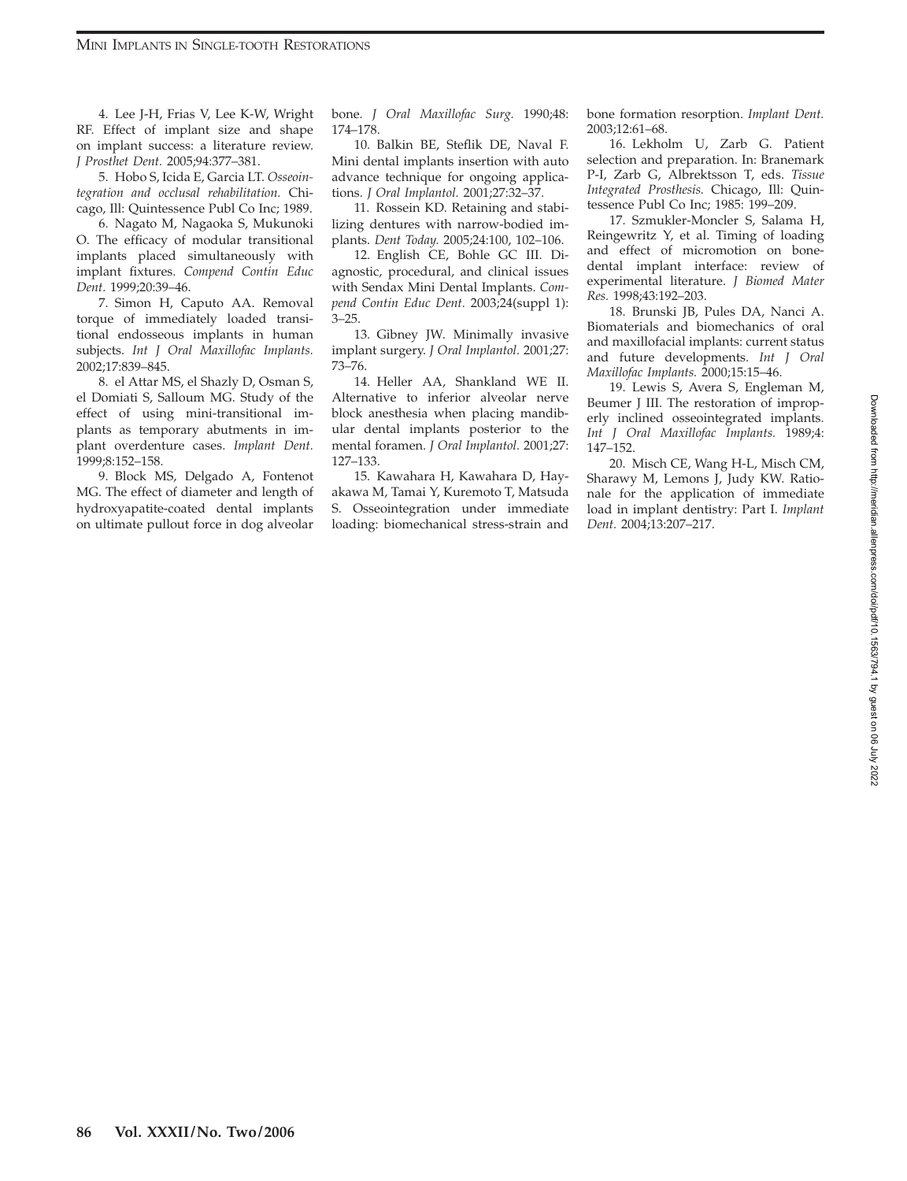4. Lee J-H, Frias V, Lee K-W, Wright RF. Effect of implant size and shape on implant success: a literature review. *J Prosthet Dent.* 2005;94:377–381.

5. Hobo S, Icida E, Garcia LT. *Osseointegration and occlusal rehabilitation.* Chicago, Ill: Quintessence Publ Co Inc; 1989.

6. Nagato M, Nagaoka S, Mukunoki O. The efficacy of modular transitional implants placed simultaneously with implant fixtures. *Compend Contin Educ Dent.* 1999;20:39–46.

7. Simon H, Caputo AA. Removal torque of immediately loaded transitional endosseous implants in human subjects. *Int J Oral Maxillofac Implants.* 2002;17:839–845.

8. el Attar MS, el Shazly D, Osman S, el Domiati S, Salloum MG. Study of the effect of using mini-transitional implants as temporary abutments in implant overdenture cases. *Implant Dent.* 1999;8:152–158.

9. Block MS, Delgado A, Fontenot MG. The effect of diameter and length of hydroxyapatite-coated dental implants on ultimate pullout force in dog alveolar bone. *J Oral Maxillofac Surg.* 1990;48: 174–178.

10. Balkin BE, Steflik DE, Naval F. Mini dental implants insertion with auto advance technique for ongoing applications. *J Oral Implantol.* 2001;27:32–37.

11. Rossein KD. Retaining and stabilizing dentures with narrow-bodied implants. *Dent Today.* 2005;24:100, 102–106.

12. English CE, Bohle GC III. Diagnostic, procedural, and clinical issues with Sendax Mini Dental Implants. *Compend Contin Educ Dent.* 2003;24(suppl 1): 3–25.

13. Gibney JW. Minimally invasive implant surgery. *J Oral Implantol*. 2001;27: 73–76.

14. Heller AA, Shankland WE II. Alternative to inferior alveolar nerve block anesthesia when placing mandibular dental implants posterior to the mental foramen. *J Oral Implantol*. 2001;27: 127–133.

15. Kawahara H, Kawahara D, Hayakawa M, Tamai Y, Kuremoto T, Matsuda S. Osseointegration under immediate loading: biomechanical stress-strain and bone formation resorption. *Implant Dent.* 2003;12:61–68.

16. Lekholm U, Zarb G. Patient selection and preparation. In: Branemark P-I, Zarb G, Albrektsson T, eds. *Tissue Integrated Prosthesis.* Chicago, Ill: Quintessence Publ Co Inc; 1985: 199–209.

17. Szmukler-Moncler S, Salama H, Reingewritz Y, et al. Timing of loading and effect of micromotion on bone-dental implant interface: review of experimental literature. *J Biomed Mater Res.* 1998;43:192–203.

18. Brunski JB, Pules DA, Nanci A. Biomaterials and biomechanics of oral and maxillofacial implants: current status and future developments. *Int J Oral Maxillofac Implants.* 2000;15:15–46.

19. Lewis S, Avera S, Engleman M, Beumer J III. The restoration of improperly inclined osseointegrated implants. *Int J Oral Maxillofac Implants.* 1989;4: 147–152.

20. Misch CE, Wang H-L, Misch CM, Sharawy M, Lemons J, Judy KW. Rationale for the application of immediate load in implant dentistry: Part I. *Implant Dent.* 2004;13:207–217.